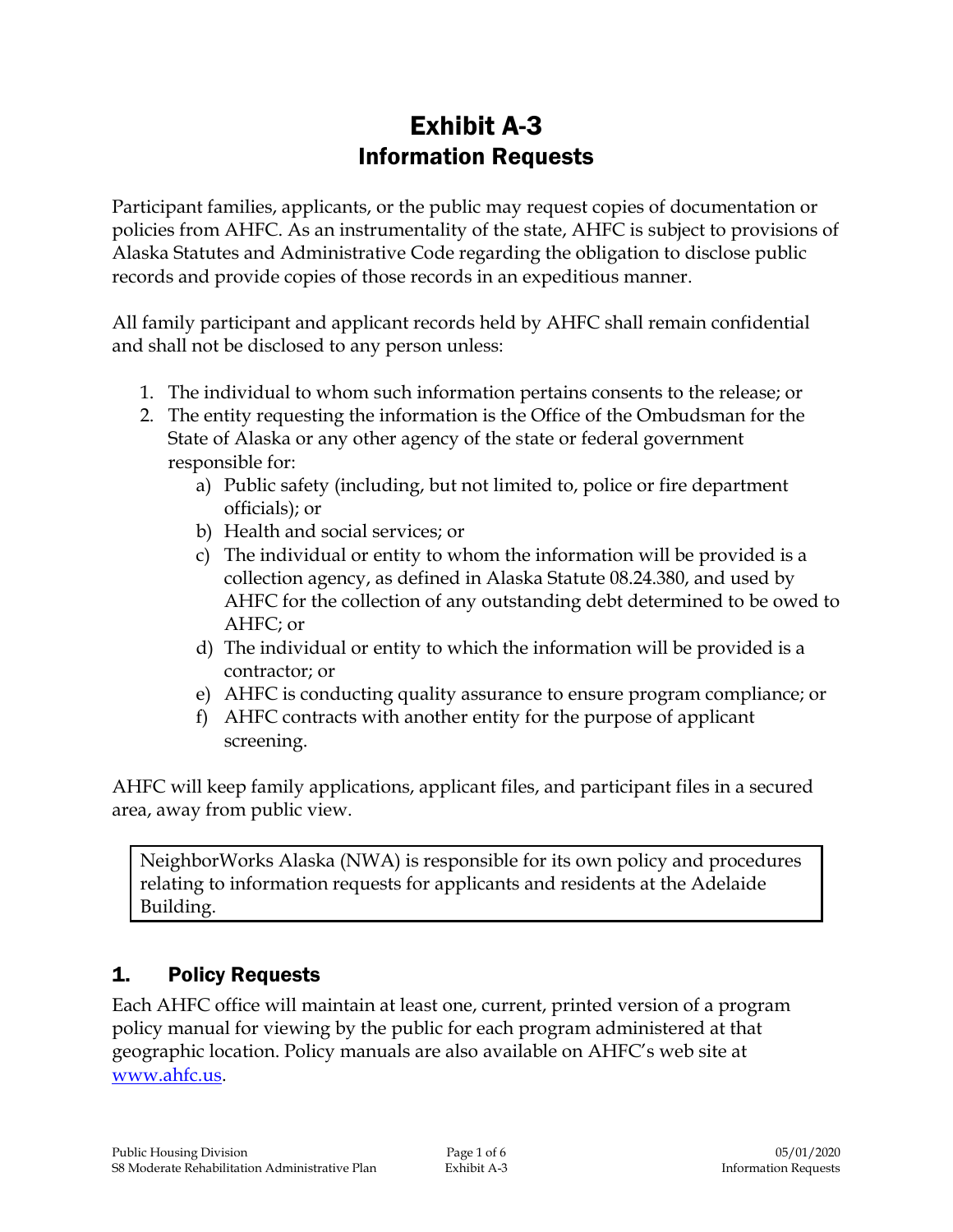# Exhibit A-3
## Information Requests

Participant families, applicants, or the public may request copies of documentation or policies from AHFC. As an instrumentality of the state, AHFC is subject to provisions of Alaska Statutes and Administrative Code regarding the obligation to disclose public records and provide copies of those records in an expeditious manner.

All family participant and applicant records held by AHFC shall remain confidential and shall not be disclosed to any person unless:

1. The individual to whom such information pertains consents to the release; or
2. The entity requesting the information is the Office of the Ombudsman for the State of Alaska or any other agency of the state or federal government responsible for:
   a) Public safety (including, but not limited to, police or fire department officials); or
   b) Health and social services; or
   c) The individual or entity to whom the information will be provided is a collection agency, as defined in Alaska Statute 08.24.380, and used by AHFC for the collection of any outstanding debt determined to be owed to AHFC; or
   d) The individual or entity to which the information will be provided is a contractor; or
   e) AHFC is conducting quality assurance to ensure program compliance; or
   f) AHFC contracts with another entity for the purpose of applicant screening.

AHFC will keep family applications, applicant files, and participant files in a secured area, away from public view.

> NeighborWorks Alaska (NWA) is responsible for its own policy and procedures relating to information requests for applicants and residents at the Adelaide Building.

## 1. Policy Requests

Each AHFC office will maintain at least one, current, printed version of a program policy manual for viewing by the public for each program administered at that geographic location. Policy manuals are also available on AHFC's web site at [www.ahfc.us](www.ahfc.us).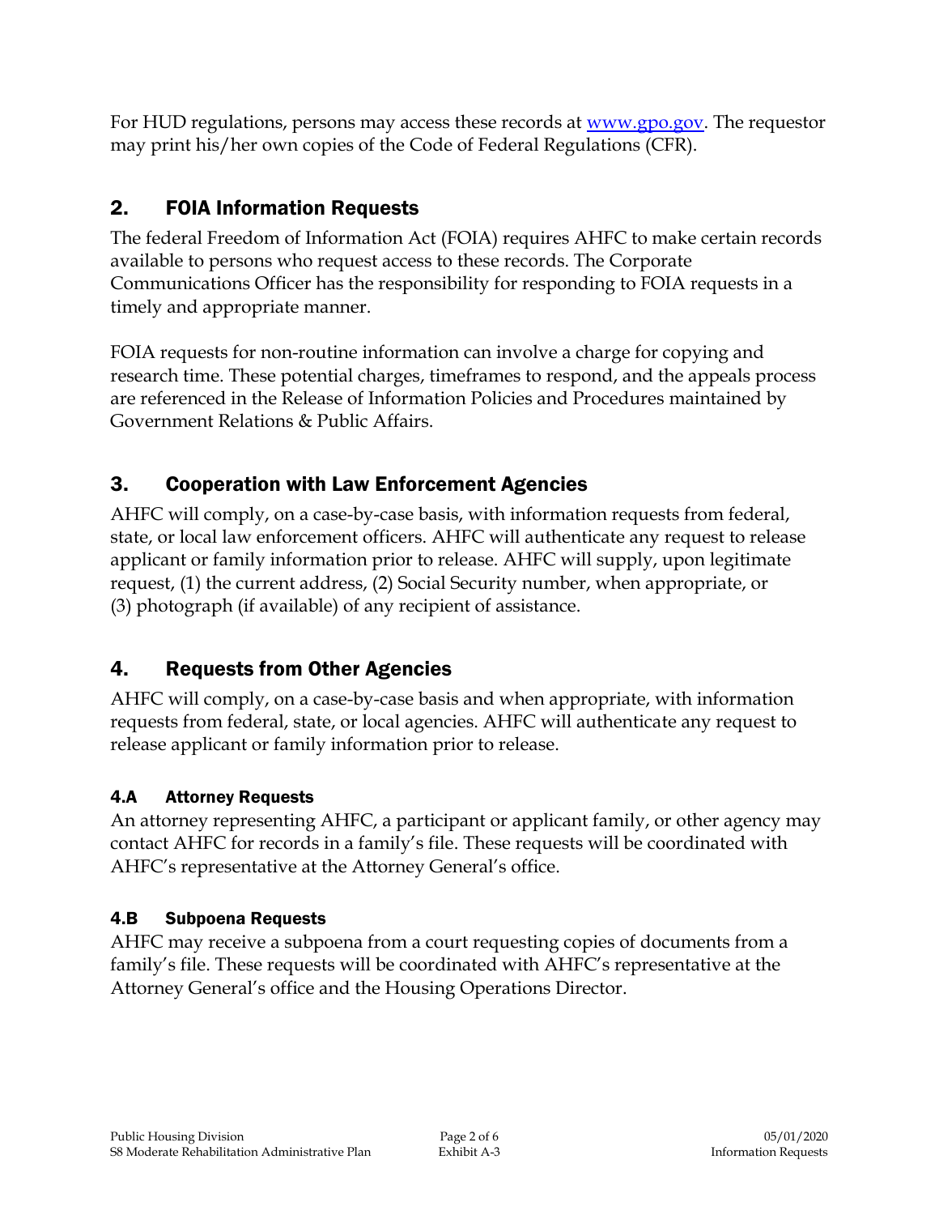For HUD regulations, persons may access these records at [www.gpo.gov](http://www.gpo.gov). The requestor may print his/her own copies of the Code of Federal Regulations (CFR).

## 2. FOIA Information Requests

The federal Freedom of Information Act (FOIA) requires AHFC to make certain records available to persons who request access to these records. The Corporate Communications Officer has the responsibility for responding to FOIA requests in a timely and appropriate manner.

FOIA requests for non-routine information can involve a charge for copying and research time. These potential charges, timeframes to respond, and the appeals process are referenced in the Release of Information Policies and Procedures maintained by Government Relations & Public Affairs.

## 3. Cooperation with Law Enforcement Agencies

AHFC will comply, on a case-by-case basis, with information requests from federal, state, or local law enforcement officers. AHFC will authenticate any request to release applicant or family information prior to release. AHFC will supply, upon legitimate request, (1) the current address, (2) Social Security number, when appropriate, or (3) photograph (if available) of any recipient of assistance.

## 4. Requests from Other Agencies

AHFC will comply, on a case-by-case basis and when appropriate, with information requests from federal, state, or local agencies. AHFC will authenticate any request to release applicant or family information prior to release.

### 4.A Attorney Requests

An attorney representing AHFC, a participant or applicant family, or other agency may contact AHFC for records in a family's file. These requests will be coordinated with AHFC's representative at the Attorney General's office.

### 4.B Subpoena Requests

AHFC may receive a subpoena from a court requesting copies of documents from a family's file. These requests will be coordinated with AHFC's representative at the Attorney General's office and the Housing Operations Director.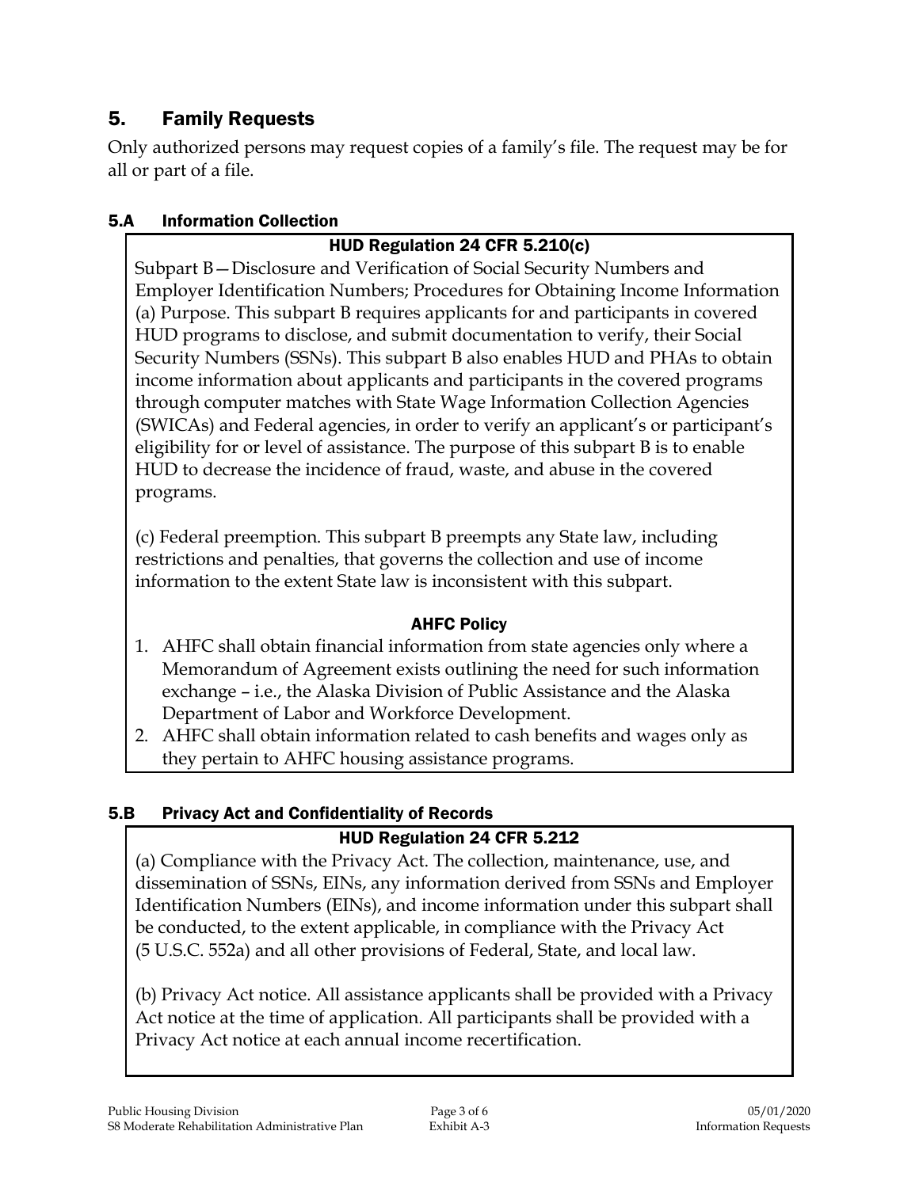## 5. Family Requests

Only authorized persons may request copies of a family's file. The request may be for all or part of a file.

### 5.A Information Collection

**HUD Regulation 24 CFR 5.210(c)**

Subpart B—Disclosure and Verification of Social Security Numbers and Employer Identification Numbers; Procedures for Obtaining Income Information (a) Purpose. This subpart B requires applicants for and participants in covered HUD programs to disclose, and submit documentation to verify, their Social Security Numbers (SSNs). This subpart B also enables HUD and PHAs to obtain income information about applicants and participants in the covered programs through computer matches with State Wage Information Collection Agencies (SWICAs) and Federal agencies, in order to verify an applicant's or participant's eligibility for or level of assistance. The purpose of this subpart B is to enable HUD to decrease the incidence of fraud, waste, and abuse in the covered programs.

(c) Federal preemption. This subpart B preempts any State law, including restrictions and penalties, that governs the collection and use of income information to the extent State law is inconsistent with this subpart.

**AHFC Policy**

1. AHFC shall obtain financial information from state agencies only where a Memorandum of Agreement exists outlining the need for such information exchange – i.e., the Alaska Division of Public Assistance and the Alaska Department of Labor and Workforce Development.
2. AHFC shall obtain information related to cash benefits and wages only as they pertain to AHFC housing assistance programs.

### 5.B Privacy Act and Confidentiality of Records

**HUD Regulation 24 CFR 5.212**

(a) Compliance with the Privacy Act. The collection, maintenance, use, and dissemination of SSNs, EINs, any information derived from SSNs and Employer Identification Numbers (EINs), and income information under this subpart shall be conducted, to the extent applicable, in compliance with the Privacy Act (5 U.S.C. 552a) and all other provisions of Federal, State, and local law.

(b) Privacy Act notice. All assistance applicants shall be provided with a Privacy Act notice at the time of application. All participants shall be provided with a Privacy Act notice at each annual income recertification.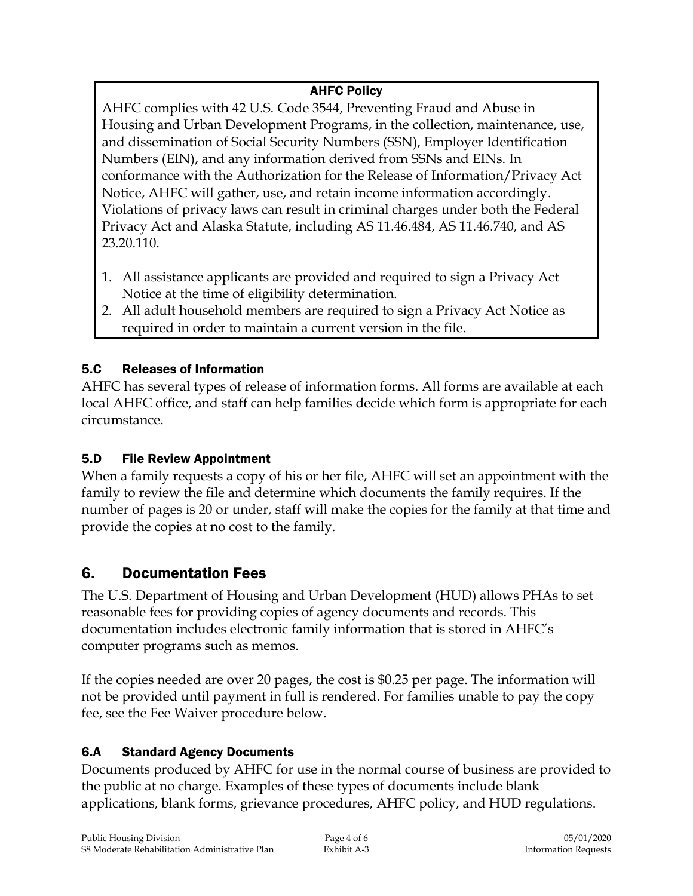**AHFC Policy**

AHFC complies with 42 U.S. Code 3544, Preventing Fraud and Abuse in Housing and Urban Development Programs, in the collection, maintenance, use, and dissemination of Social Security Numbers (SSN), Employer Identification Numbers (EIN), and any information derived from SSNs and EINs. In conformance with the Authorization for the Release of Information/Privacy Act Notice, AHFC will gather, use, and retain income information accordingly. Violations of privacy laws can result in criminal charges under both the Federal Privacy Act and Alaska Statute, including AS 11.46.484, AS 11.46.740, and AS 23.20.110.

1. All assistance applicants are provided and required to sign a Privacy Act Notice at the time of eligibility determination.
2. All adult household members are required to sign a Privacy Act Notice as required in order to maintain a current version in the file.

### 5.C Releases of Information

AHFC has several types of release of information forms. All forms are available at each local AHFC office, and staff can help families decide which form is appropriate for each circumstance.

### 5.D File Review Appointment

When a family requests a copy of his or her file, AHFC will set an appointment with the family to review the file and determine which documents the family requires. If the number of pages is 20 or under, staff will make the copies for the family at that time and provide the copies at no cost to the family.

## 6. Documentation Fees

The U.S. Department of Housing and Urban Development (HUD) allows PHAs to set reasonable fees for providing copies of agency documents and records. This documentation includes electronic family information that is stored in AHFC's computer programs such as memos.

If the copies needed are over 20 pages, the cost is $0.25 per page. The information will not be provided until payment in full is rendered. For families unable to pay the copy fee, see the Fee Waiver procedure below.

### 6.A Standard Agency Documents

Documents produced by AHFC for use in the normal course of business are provided to the public at no charge. Examples of these types of documents include blank applications, blank forms, grievance procedures, AHFC policy, and HUD regulations.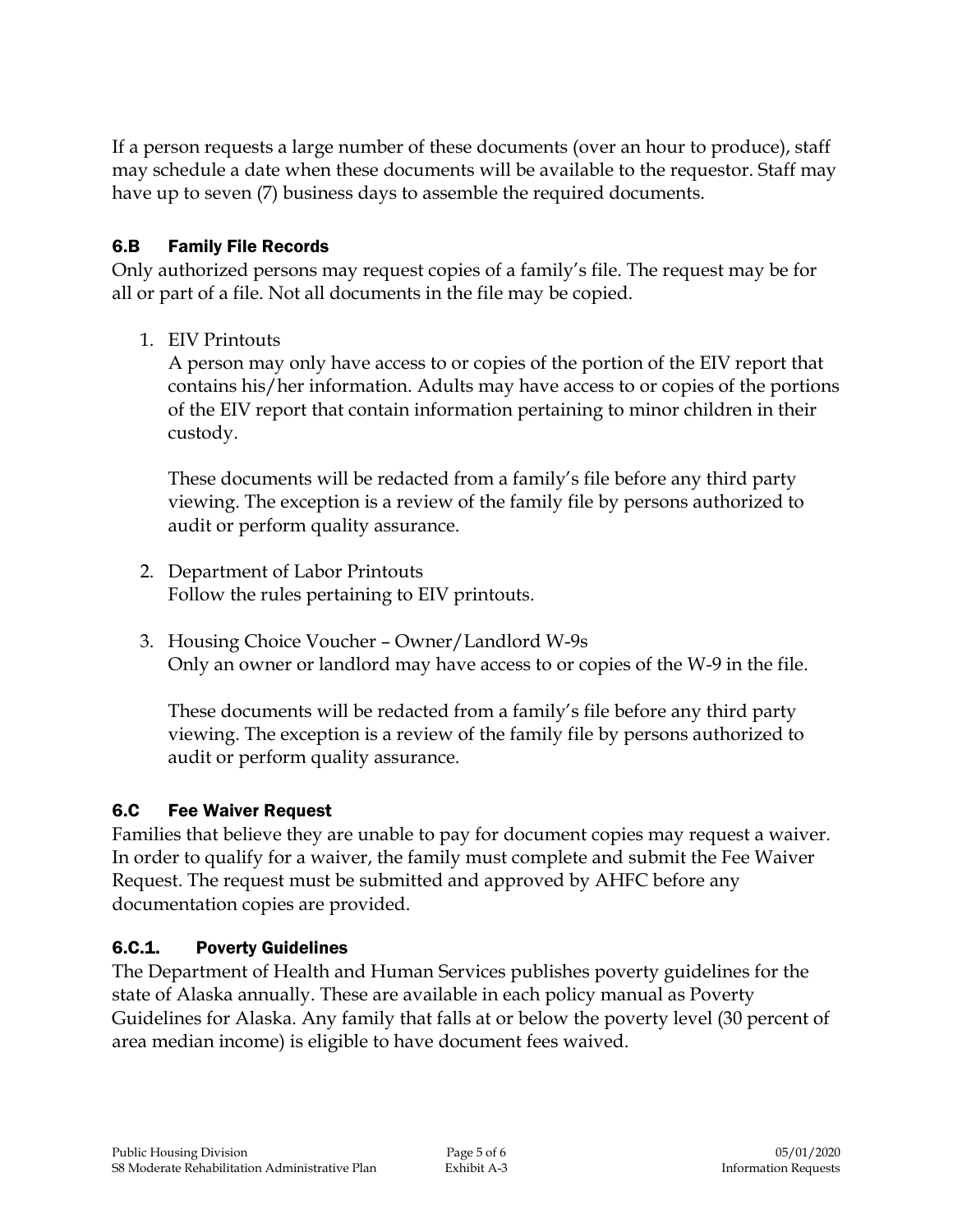If a person requests a large number of these documents (over an hour to produce), staff may schedule a date when these documents will be available to the requestor. Staff may have up to seven (7) business days to assemble the required documents.

### 6.B Family File Records

Only authorized persons may request copies of a family's file. The request may be for all or part of a file. Not all documents in the file may be copied.

1. EIV Printouts
   A person may only have access to or copies of the portion of the EIV report that contains his/her information. Adults may have access to or copies of the portions of the EIV report that contain information pertaining to minor children in their custody.

   These documents will be redacted from a family's file before any third party viewing. The exception is a review of the family file by persons authorized to audit or perform quality assurance.

2. Department of Labor Printouts
   Follow the rules pertaining to EIV printouts.

3. Housing Choice Voucher – Owner/Landlord W-9s
   Only an owner or landlord may have access to or copies of the W-9 in the file.

   These documents will be redacted from a family's file before any third party viewing. The exception is a review of the family file by persons authorized to audit or perform quality assurance.

### 6.C Fee Waiver Request

Families that believe they are unable to pay for document copies may request a waiver. In order to qualify for a waiver, the family must complete and submit the Fee Waiver Request. The request must be submitted and approved by AHFC before any documentation copies are provided.

#### 6.C.1. Poverty Guidelines

The Department of Health and Human Services publishes poverty guidelines for the state of Alaska annually. These are available in each policy manual as Poverty Guidelines for Alaska. Any family that falls at or below the poverty level (30 percent of area median income) is eligible to have document fees waived.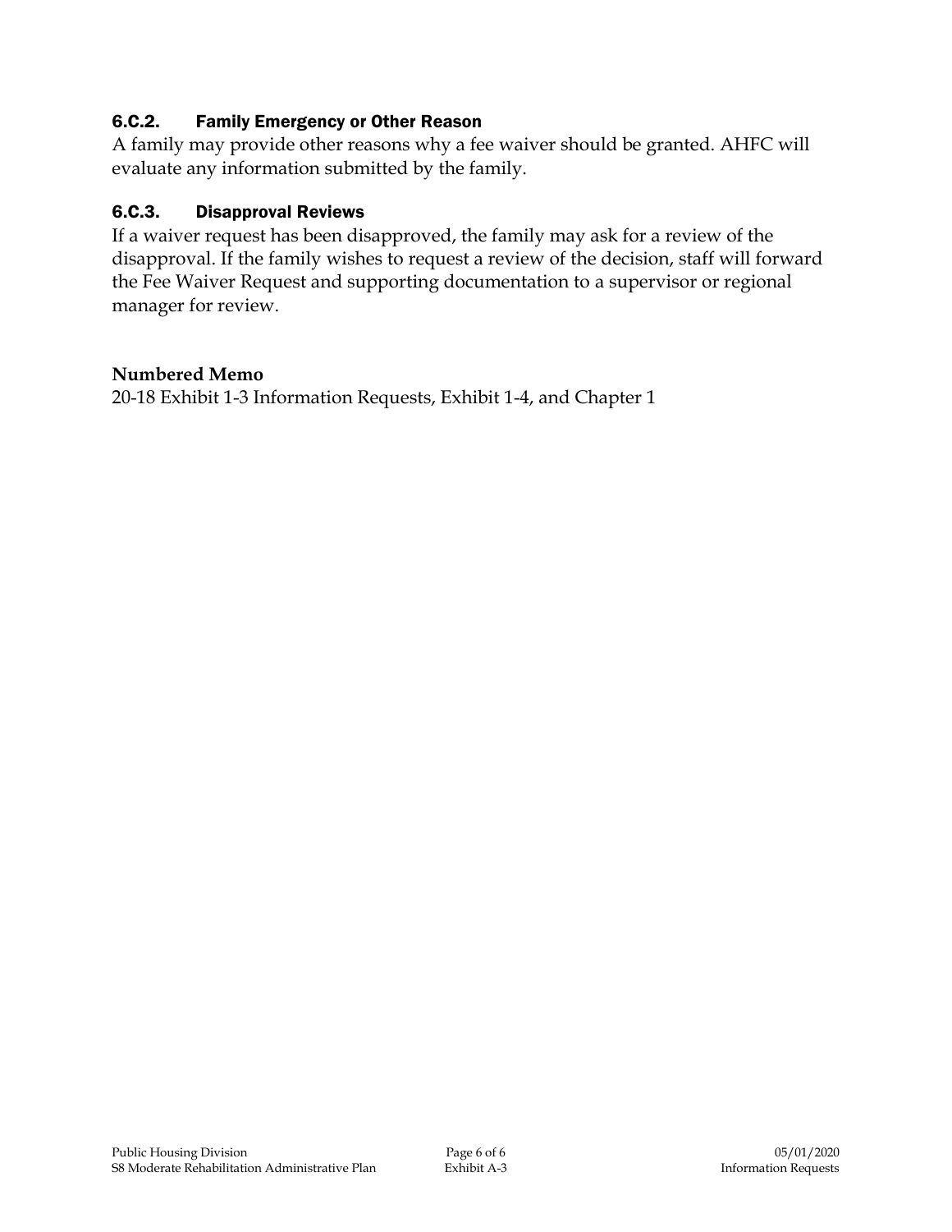### 6.C.2. Family Emergency or Other Reason

A family may provide other reasons why a fee waiver should be granted. AHFC will evaluate any information submitted by the family.

### 6.C.3. Disapproval Reviews

If a waiver request has been disapproved, the family may ask for a review of the disapproval. If the family wishes to request a review of the decision, staff will forward the Fee Waiver Request and supporting documentation to a supervisor or regional manager for review.

**Numbered Memo**

20-18 Exhibit 1-3 Information Requests, Exhibit 1-4, and Chapter 1